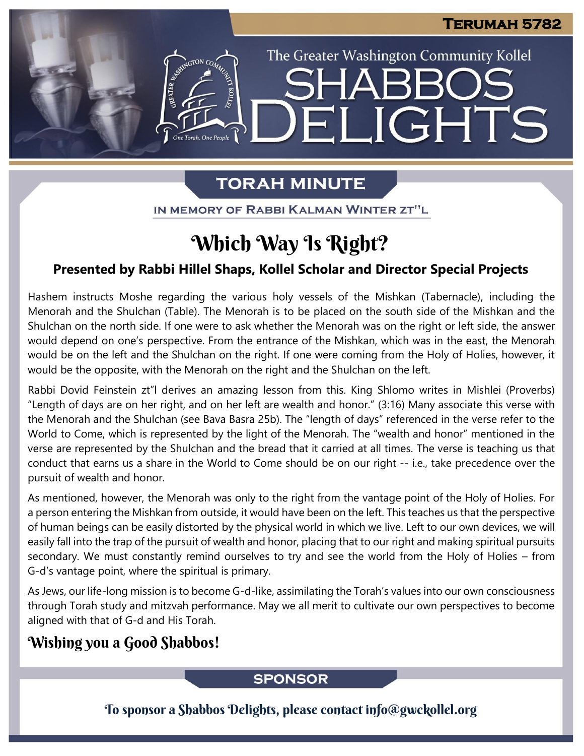# Terumah 5782

The Greater Washington Community Kollel

# Shabbos Delights

## Torah Minute

In Memory of Rabbi Kalman Winter zt"l

## Which Way Is Right?

**Presented by Rabbi Hillel Shaps, Kollel Scholar and Director Special Projects**

Hashem instructs Moshe regarding the various holy vessels of the Mishkan (Tabernacle), including the Menorah and the Shulchan (Table). The Menorah is to be placed on the south side of the Mishkan and the Shulchan on the north side. If one were to ask whether the Menorah was on the right or left side, the answer would depend on one's perspective. From the entrance of the Mishkan, which was in the east, the Menorah would be on the left and the Shulchan on the right. If one were coming from the Holy of Holies, however, it would be the opposite, with the Menorah on the right and the Shulchan on the left.

Rabbi Dovid Feinstein zt"l derives an amazing lesson from this. King Shlomo writes in Mishlei (Proverbs) "Length of days are on her right, and on her left are wealth and honor." (3:16) Many associate this verse with the Menorah and the Shulchan (see Bava Basra 25b). The "length of days" referenced in the verse refer to the World to Come, which is represented by the light of the Menorah. The "wealth and honor" mentioned in the verse are represented by the Shulchan and the bread that it carried at all times. The verse is teaching us that conduct that earns us a share in the World to Come should be on our right -- i.e., take precedence over the pursuit of wealth and honor.

As mentioned, however, the Menorah was only to the right from the vantage point of the Holy of Holies. For a person entering the Mishkan from outside, it would have been on the left. This teaches us that the perspective of human beings can be easily distorted by the physical world in which we live. Left to our own devices, we will easily fall into the trap of the pursuit of wealth and honor, placing that to our right and making spiritual pursuits secondary. We must constantly remind ourselves to try and see the world from the Holy of Holies – from G-d's vantage point, where the spiritual is primary.

As Jews, our life-long mission is to become G-d-like, assimilating the Torah's values into our own consciousness through Torah study and mitzvah performance. May we all merit to cultivate our own perspectives to become aligned with that of G-d and His Torah.

**Wishing you a Good Shabbos!**

## Sponsor

To sponsor a Shabbos Delights, please contact info@gwckollel.org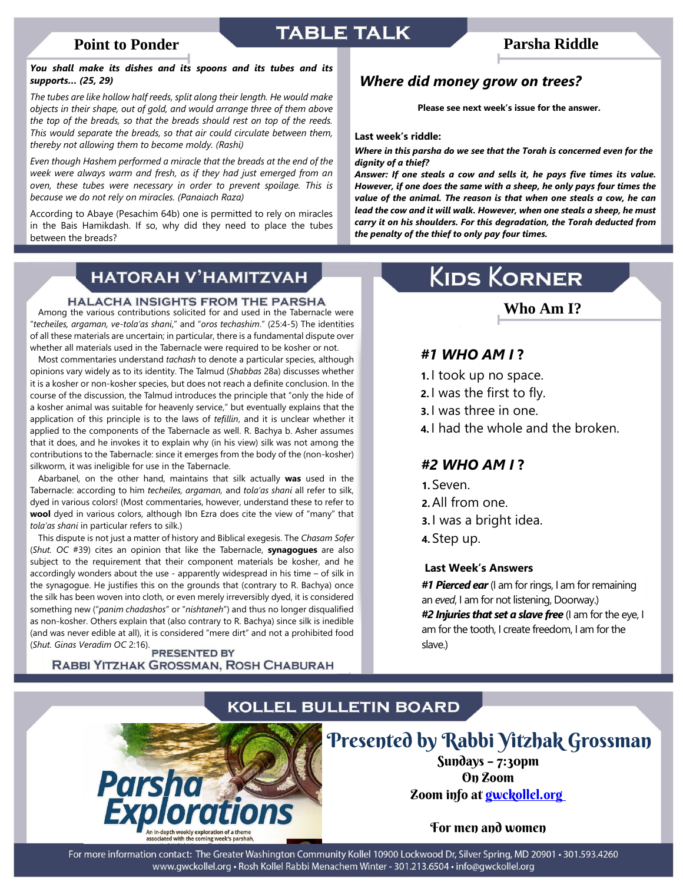# TABLE TALK

## Point to Ponder

***You shall make its dishes and its spoons and its tubes and its supports... (25, 29)***

*The tubes are like hollow half reeds, split along their length. He would make objects in their shape, out of gold, and would arrange three of them above the top of the breads, so that the breads should rest on top of the reeds. This would separate the breads, so that air could circulate between them, thereby not allowing them to become moldy. (Rashi)*

*Even though Hashem performed a miracle that the breads at the end of the week were always warm and fresh, as if they had just emerged from an oven, these tubes were necessary in order to prevent spoilage. This is because we do not rely on miracles. (Panaiach Raza)*

According to Abaye (Pesachim 64b) one is permitted to rely on miracles in the Bais Hamikdash. If so, why did they need to place the tubes between the breads?

## Parsha Riddle

***Where did money grow on trees?***

**Please see next week's issue for the answer.**

**Last week's riddle:**

***Where in this parsha do we see that the Torah is concerned even for the dignity of a thief?***

***Answer: If one steals a cow and sells it, he pays five times its value. However, if one does the same with a sheep, he only pays four times the value of the animal. The reason is that when one steals a cow, he can lead the cow and it will walk. However, when one steals a sheep, he must carry it on his shoulders. For this degradation, the Torah deducted from the penalty of the thief to only pay four times.***

# HATORAH V'HAMITZVAH

## HALACHA INSIGHTS FROM THE PARSHA

Among the various contributions solicited for and used in the Tabernacle were "*techeiles, argaman, ve-tola'as shani*," and "*oros techashim*." (25:4-5) The identities of all these materials are uncertain; in particular, there is a fundamental dispute over whether all materials used in the Tabernacle were required to be kosher or not.

Most commentaries understand *tachash* to denote a particular species, although opinions vary widely as to its identity. The Talmud (*Shabbas* 28a) discusses whether it is a kosher or non-kosher species, but does not reach a definite conclusion. In the course of the discussion, the Talmud introduces the principle that "only the hide of a kosher animal was suitable for heavenly service," but eventually explains that the application of this principle is to the laws of *tefillin*, and it is unclear whether it applied to the components of the Tabernacle as well. R. Bachya b. Asher assumes that it does, and he invokes it to explain why (in his view) silk was not among the contributions to the Tabernacle: since it emerges from the body of the (non-kosher) silkworm, it was ineligible for use in the Tabernacle.

Abarbanel, on the other hand, maintains that silk actually **was** used in the Tabernacle: according to him *techeiles, argaman,* and *tola'as shani* all refer to silk, dyed in various colors! (Most commentaries, however, understand these to refer to **wool** dyed in various colors, although Ibn Ezra does cite the view of "many" that *tola'as shani* in particular refers to silk.)

This dispute is not just a matter of history and Biblical exegesis. The *Chasam Sofer* (*Shut. OC* #39) cites an opinion that like the Tabernacle, **synagogues** are also subject to the requirement that their component materials be kosher, and he accordingly wonders about the use - apparently widespread in his time – of silk in the synagogue. He justifies this on the grounds that (contrary to R. Bachya) once the silk has been woven into cloth, or even merely irreversibly dyed, it is considered something new ("*panim chadashos*" or "*nishtaneh*") and thus no longer disqualified as non-kosher. Others explain that (also contrary to R. Bachya) since silk is inedible (and was never edible at all), it is considered "mere dirt" and not a prohibited food (*Shut. Ginas Veradim OC* 2:16).

PRESENTED BY
RABBI YITZHAK GROSSMAN, ROSH CHABURAH

# KIDS KORNER

## Who Am I?

### *#1 WHO AM I* ?

1. I took up no space.
2. I was the first to fly.
3. I was three in one.
4. I had the whole and the broken.

### *#2 WHO AM I* ?

1. Seven.
2. All from one.
3. I was a bright idea.
4. Step up.

**Last Week's Answers**

***#1 Pierced ear*** (I am for rings, I am for remaining an *eved*, I am for not listening, Doorway.)
***#2 Injuries that set a slave free*** (I am for the eye, I am for the tooth, I create freedom, I am for the slave.)

# KOLLEL BULLETIN BOARD

Parsha Explorations
An in-depth weekly exploration of a theme associated with the coming week's parshah,

## Presented by Rabbi Yitzhak Grossman

Sundays – 7:30pm
On Zoom
Zoom info at gwckollel.org

For men and women

For more information contact: The Greater Washington Community Kollel 10900 Lockwood Dr, Silver Spring, MD 20901 • 301.593.4260
www.gwckollel.org • Rosh Kollel Rabbi Menachem Winter - 301.213.6504 • info@gwckollel.org